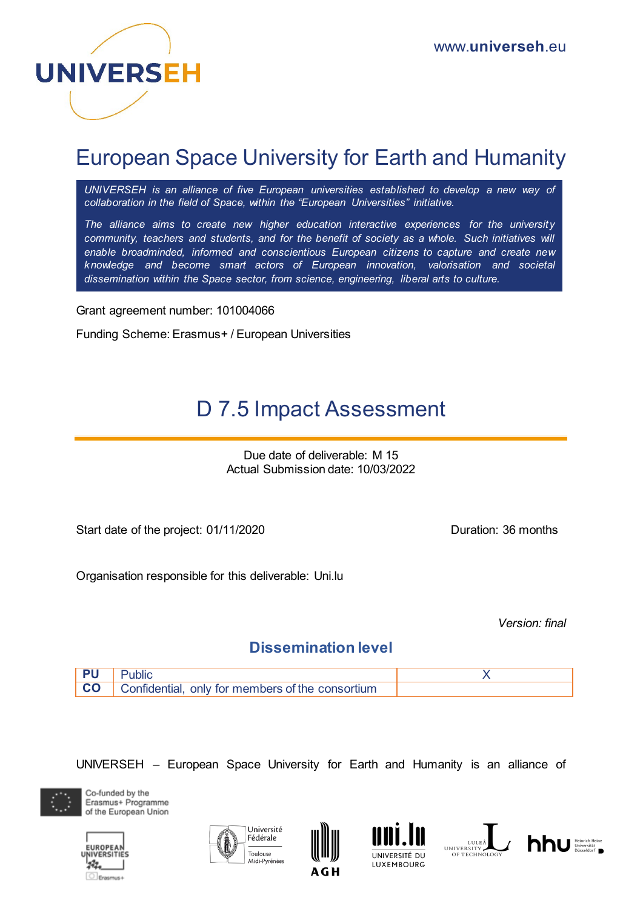UNIVERSEH

www.universeh.eu

# European Space University for Earth and Humanity

*UNIVERSEH is an alliance of five European universities established to develop a new way of collaboration in the field of Space, within the "European Universities" initiative.*

*The alliance aims to create new higher education interactive experiences for the university community, teachers and students, and for the benefit of society as a whole. Such initiatives will enable broadminded, informed and conscientious European citizens to capture and create new knowledge and become smart actors of European innovation, valorisation and societal dissemination within the Space sector, from science, engineering, liberal arts to culture.*

Grant agreement number: 101004066

Funding Scheme: Erasmus+ / European Universities

# D 7.5 Impact Assessment

Due date of deliverable: M 15
Actual Submission date: 10/03/2022

Start date of the project: 01/11/2020

Duration: 36 months

Organisation responsible for this deliverable: Uni.lu

*Version: final*

## Dissemination level

| | | |
|---|---|---|
| **PU** | Public | X |
| **CO** | Confidential, only for members of the consortium | |

UNIVERSEH – European Space University for Earth and Humanity is an alliance of

Co-funded by the Erasmus+ Programme of the European Union

European Universities Erasmus+

Université Fédérale Toulouse Midi-Pyrénées

AGH

UNIVERSITÉ DU LUXEMBOURG

LULEÅ UNIVERSITY OF TECHNOLOGY

hhu Heinrich Heine Universität Düsseldorf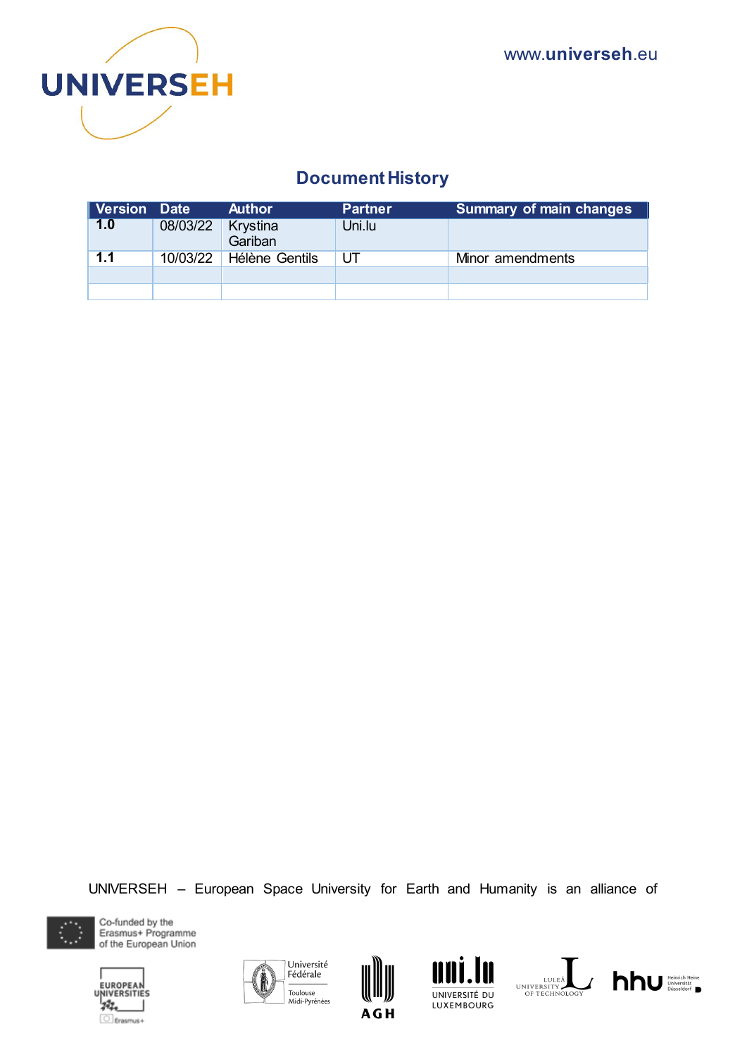## Document History

| Version | Date | Author | Partner | Summary of main changes |
|---|---|---|---|---|
| **1.0** | 08/03/22 | Krystina Gariban | Uni.lu | |
| **1.1** | 10/03/22 | Hélène Gentils | UT | Minor amendments |
| | | | | |
| | | | | |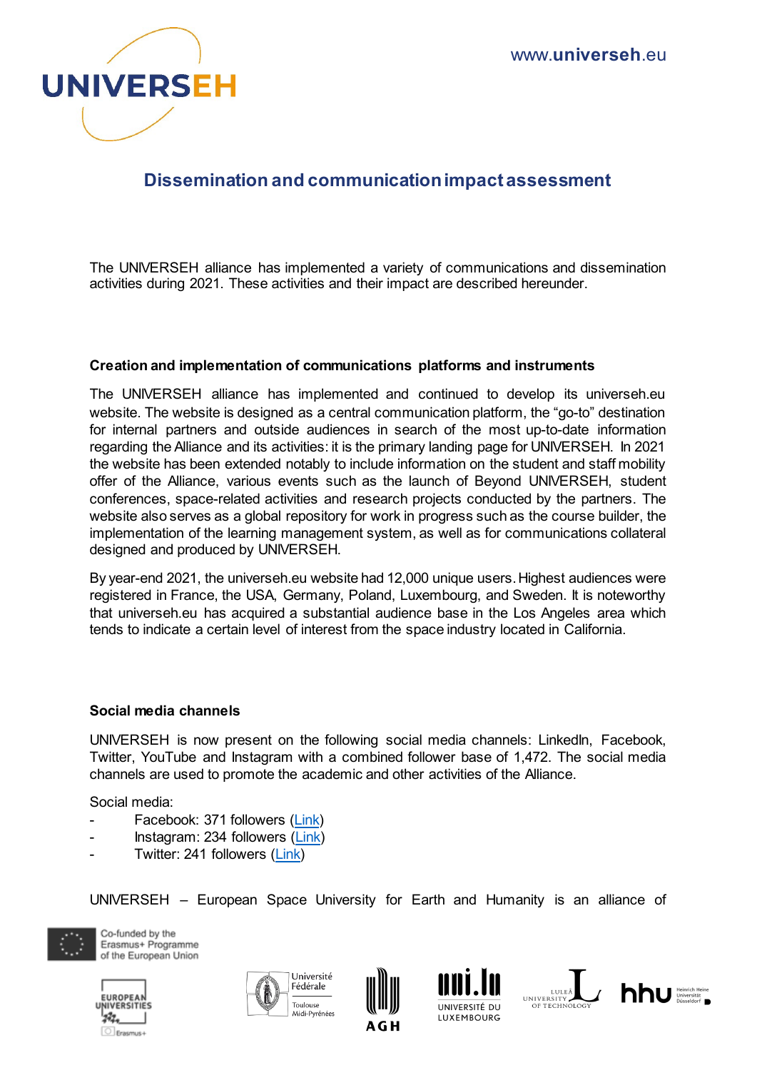# Dissemination and communication impact assessment

The UNIVERSEH alliance has implemented a variety of communications and dissemination activities during 2021. These activities and their impact are described hereunder.

### Creation and implementation of communications platforms and instruments

The UNIVERSEH alliance has implemented and continued to develop its universeh.eu website. The website is designed as a central communication platform, the “go-to” destination for internal partners and outside audiences in search of the most up-to-date information regarding the Alliance and its activities: it is the primary landing page for UNIVERSEH. In 2021 the website has been extended notably to include information on the student and staff mobility offer of the Alliance, various events such as the launch of Beyond UNIVERSEH, student conferences, space-related activities and research projects conducted by the partners. The website also serves as a global repository for work in progress such as the course builder, the implementation of the learning management system, as well as for communications collateral designed and produced by UNIVERSEH.

By year-end 2021, the universeh.eu website had 12,000 unique users. Highest audiences were registered in France, the USA, Germany, Poland, Luxembourg, and Sweden. It is noteworthy that universeh.eu has acquired a substantial audience base in the Los Angeles area which tends to indicate a certain level of interest from the space industry located in California.

### Social media channels

UNIVERSEH is now present on the following social media channels: LinkedIn, Facebook, Twitter, YouTube and Instagram with a combined follower base of 1,472. The social media channels are used to promote the academic and other activities of the Alliance.

Social media:

- Facebook: 371 followers (Link)
- Instagram: 234 followers (Link)
- Twitter: 241 followers (Link)

UNIVERSEH – European Space University for Earth and Humanity is an alliance of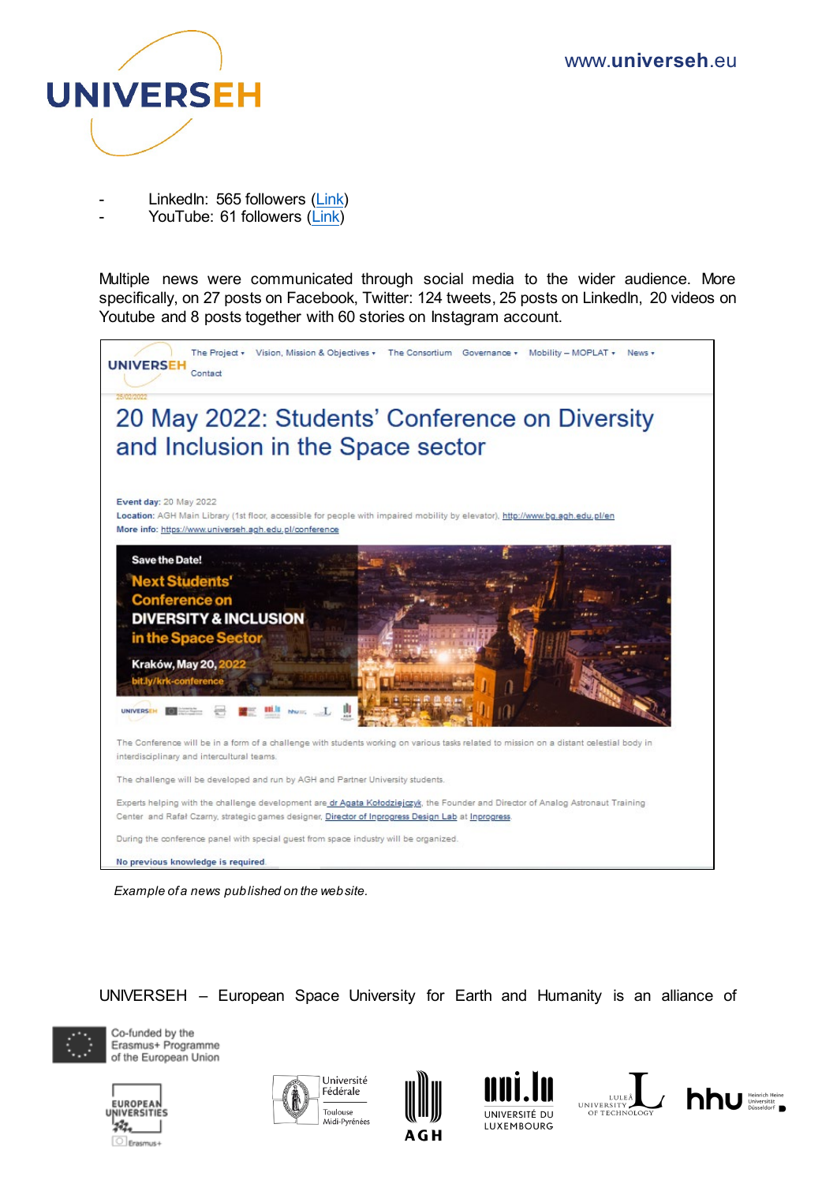- LinkedIn: 565 followers (Link)
- YouTube: 61 followers (Link)

Multiple news were communicated through social media to the wider audience. More specifically, on 27 posts on Facebook, Twitter: 124 tweets, 25 posts on LinkedIn, 20 videos on Youtube and 8 posts together with 60 stories on Instagram account.

UNIVERSEH The Project ▾ Vision, Mission & Objectives ▾ The Consortium Governance ▾ Mobility – MOPLAT ▾ News ▾ Contact

25/02/2022

# 20 May 2022: Students' Conference on Diversity and Inclusion in the Space sector

**Event day:** 20 May 2022
**Location:** AGH Main Library (1st floor, accessible for people with impaired mobility by elevator), http://www.bg.agh.edu.pl/en
**More info:** https://www.universeh.agh.edu.pl/conference

Save the Date!
Next Students' Conference on DIVERSITY & INCLUSION in the Space Sector
Kraków, May 20, 2022
bit.ly/krk-conference

The Conference will be in a form of a challenge with students working on various tasks related to mission on a distant celestial body in interdisciplinary and intercultural teams.

The challenge will be developed and run by AGH and Partner University students.

Experts helping with the challenge development are dr Agata Kołodziejczyk, the Founder and Director of Analog Astronaut Training Center and Rafał Czarny, strategic games designer, Director of Inprogress Design Lab at Inprogress.

During the conference panel with special guest from space industry will be organized.

No previous knowledge is required.

*Example of a news published on the website.*

UNIVERSEH – European Space University for Earth and Humanity is an alliance of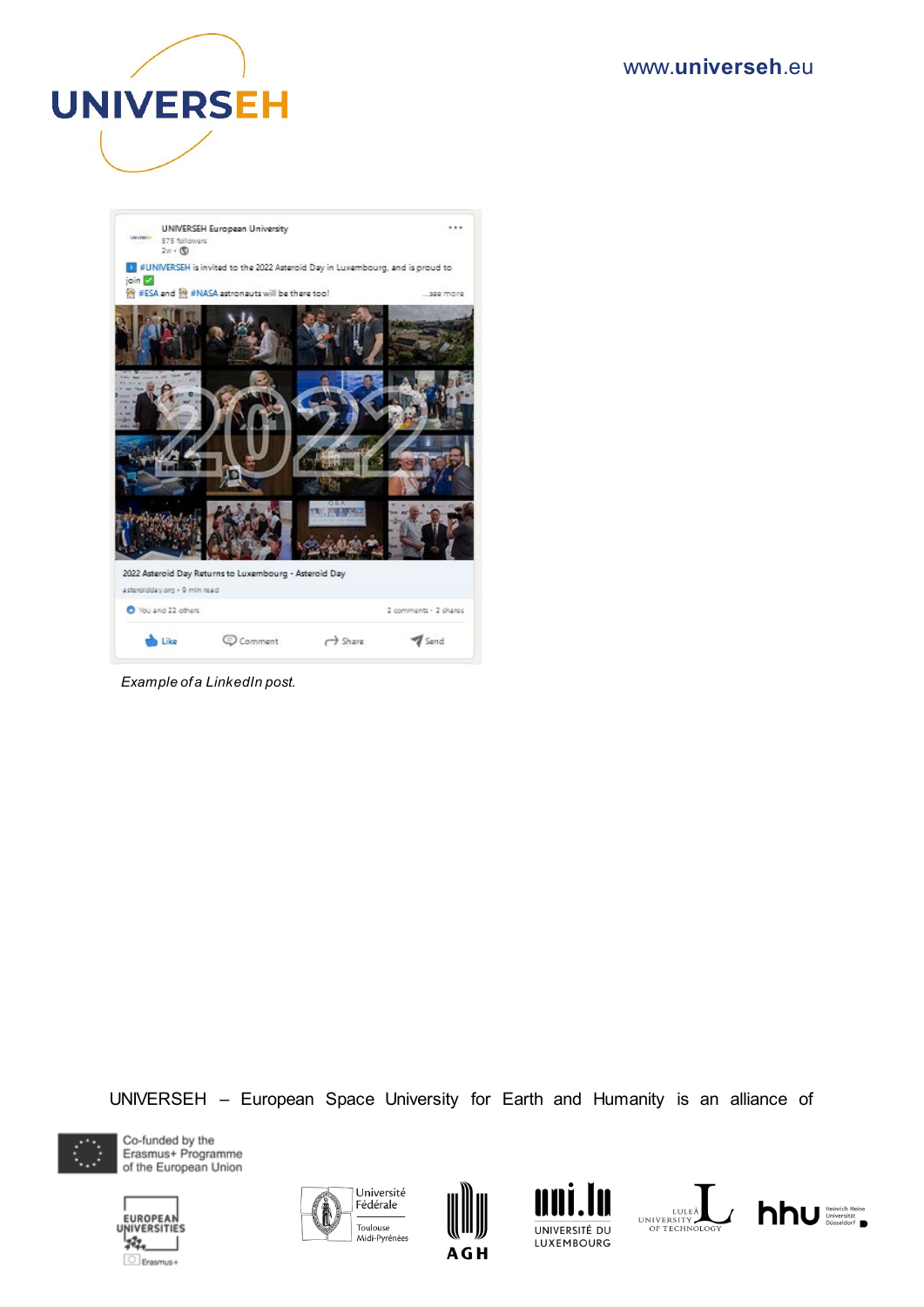*Example of a LinkedIn post.*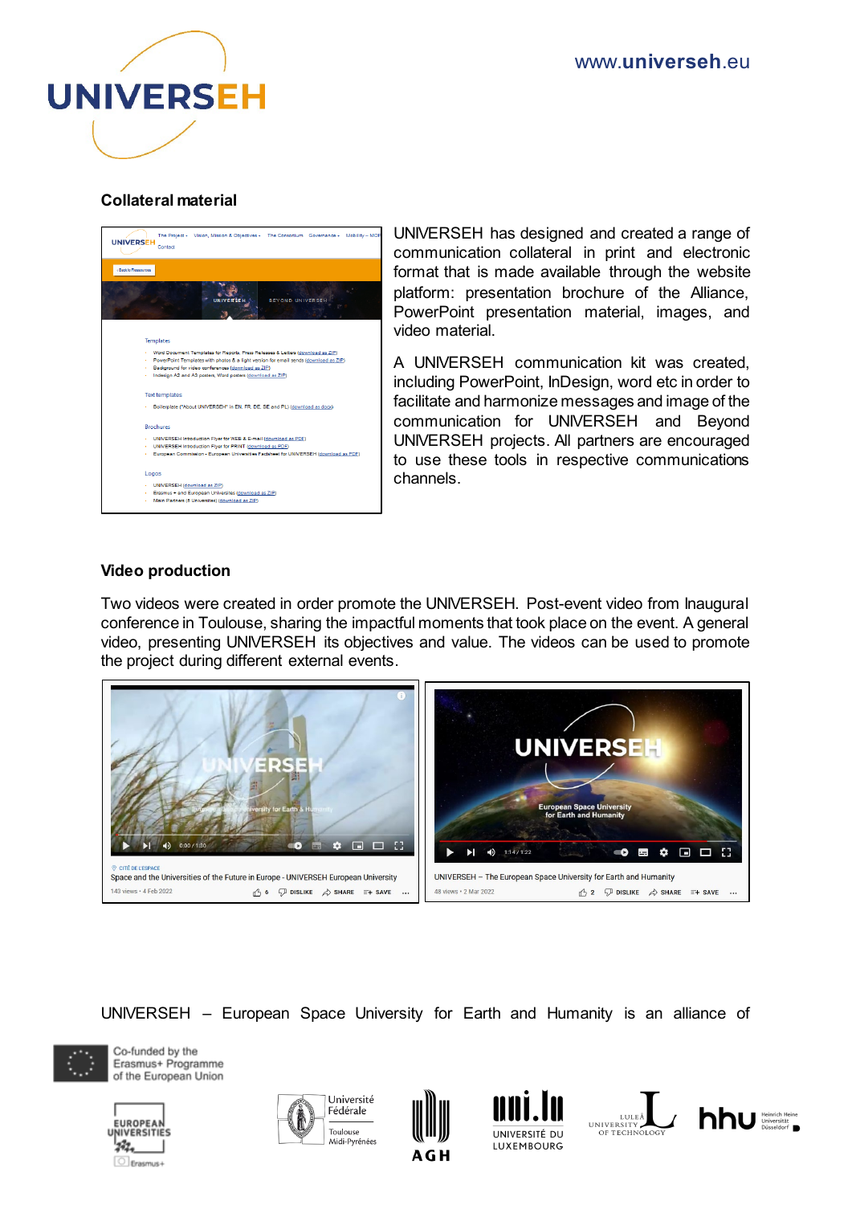## Collateral material

UNIVERSEH has designed and created a range of communication collateral in print and electronic format that is made available through the website platform: presentation brochure of the Alliance, PowerPoint presentation material, images, and video material.

A UNIVERSEH communication kit was created, including PowerPoint, InDesign, word etc in order to facilitate and harmonize messages and image of the communication for UNIVERSEH and Beyond UNIVERSEH projects. All partners are encouraged to use these tools in respective communications channels.

## Video production

Two videos were created in order promote the UNIVERSEH. Post-event video from Inaugural conference in Toulouse, sharing the impactful moments that took place on the event. A general video, presenting UNIVERSEH its objectives and value. The videos can be used to promote the project during different external events.

UNIVERSEH – European Space University for Earth and Humanity is an alliance of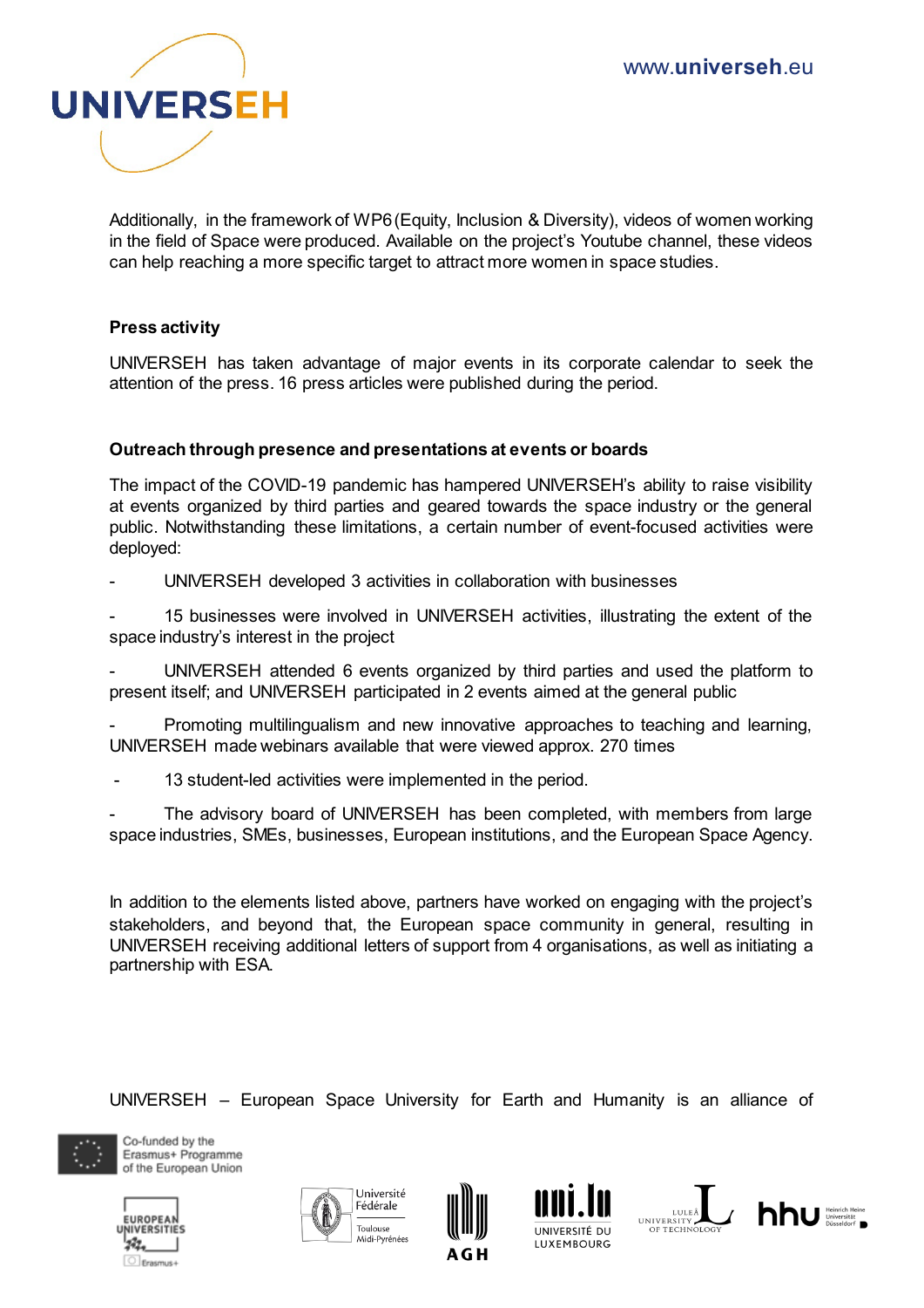Additionally, in the framework of WP6 (Equity, Inclusion & Diversity), videos of women working in the field of Space were produced. Available on the project's Youtube channel, these videos can help reaching a more specific target to attract more women in space studies.

**Press activity**

UNIVERSEH has taken advantage of major events in its corporate calendar to seek the attention of the press. 16 press articles were published during the period.

**Outreach through presence and presentations at events or boards**

The impact of the COVID-19 pandemic has hampered UNIVERSEH's ability to raise visibility at events organized by third parties and geared towards the space industry or the general public. Notwithstanding these limitations, a certain number of event-focused activities were deployed:

- UNIVERSEH developed 3 activities in collaboration with businesses
- 15 businesses were involved in UNIVERSEH activities, illustrating the extent of the space industry's interest in the project
- UNIVERSEH attended 6 events organized by third parties and used the platform to present itself; and UNIVERSEH participated in 2 events aimed at the general public
- Promoting multilingualism and new innovative approaches to teaching and learning, UNIVERSEH made webinars available that were viewed approx. 270 times
- 13 student-led activities were implemented in the period.
- The advisory board of UNIVERSEH has been completed, with members from large space industries, SMEs, businesses, European institutions, and the European Space Agency.

In addition to the elements listed above, partners have worked on engaging with the project's stakeholders, and beyond that, the European space community in general, resulting in UNIVERSEH receiving additional letters of support from 4 organisations, as well as initiating a partnership with ESA.